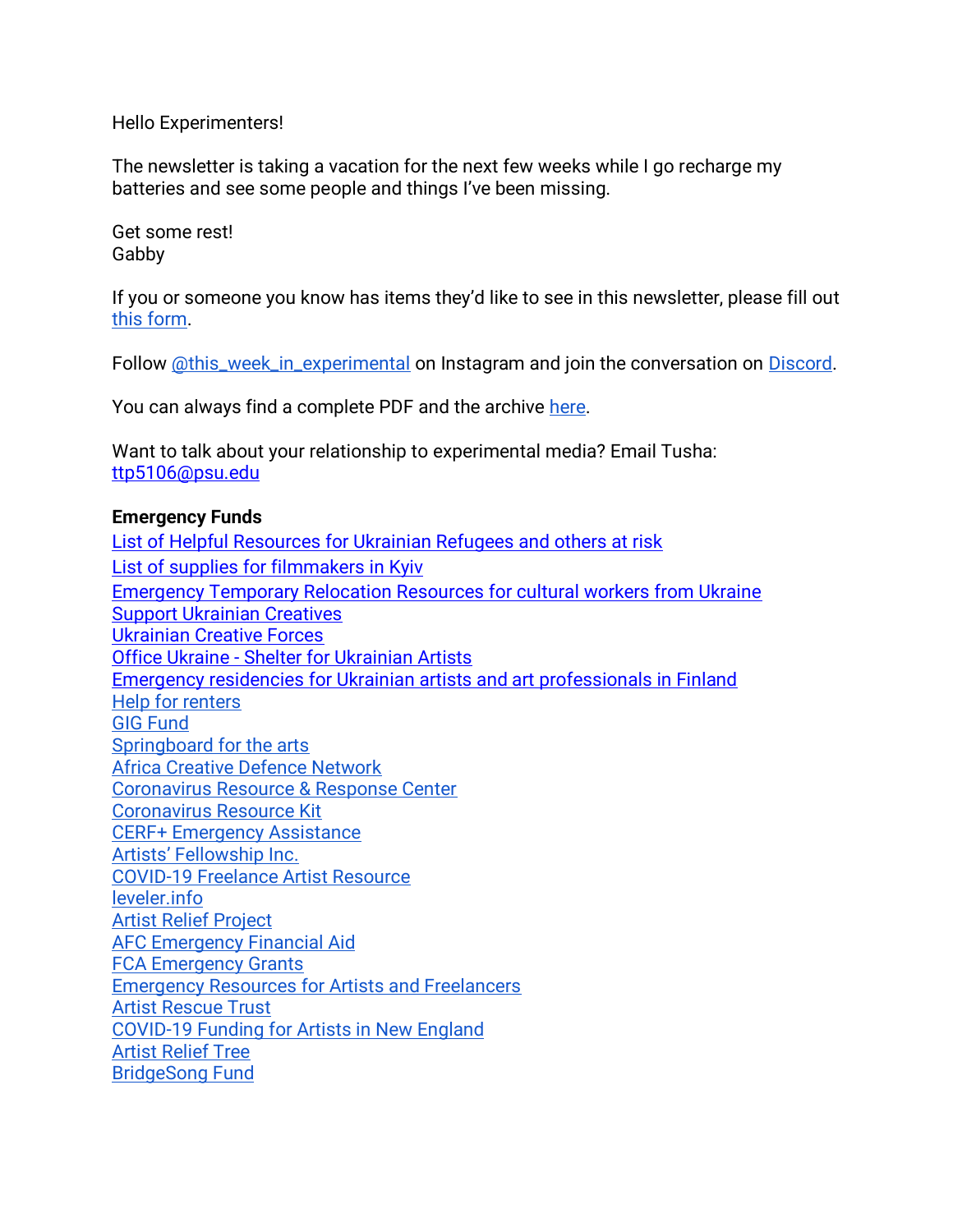Hello Experimenters!

The newsletter is taking a vacation for the next few weeks while I go recharge my batteries and see some people and things I've been missing.

Get some rest!
Gabby

If you or someone you know has items they'd like to see in this newsletter, please fill out this form.

Follow @this_week_in_experimental on Instagram and join the conversation on Discord.

You can always find a complete PDF and the archive here.

Want to talk about your relationship to experimental media? Email Tusha: ttp5106@psu.edu

**Emergency Funds**

List of Helpful Resources for Ukrainian Refugees and others at risk
List of supplies for filmmakers in Kyiv
Emergency Temporary Relocation Resources for cultural workers from Ukraine
Support Ukrainian Creatives
Ukrainian Creative Forces
Office Ukraine - Shelter for Ukrainian Artists
Emergency residencies for Ukrainian artists and art professionals in Finland
Help for renters
GIG Fund
Springboard for the arts
Africa Creative Defence Network
Coronavirus Resource & Response Center
Coronavirus Resource Kit
CERF+ Emergency Assistance
Artists' Fellowship Inc.
COVID-19 Freelance Artist Resource
leveler.info
Artist Relief Project
AFC Emergency Financial Aid
FCA Emergency Grants
Emergency Resources for Artists and Freelancers
Artist Rescue Trust
COVID-19 Funding for Artists in New England
Artist Relief Tree
BridgeSong Fund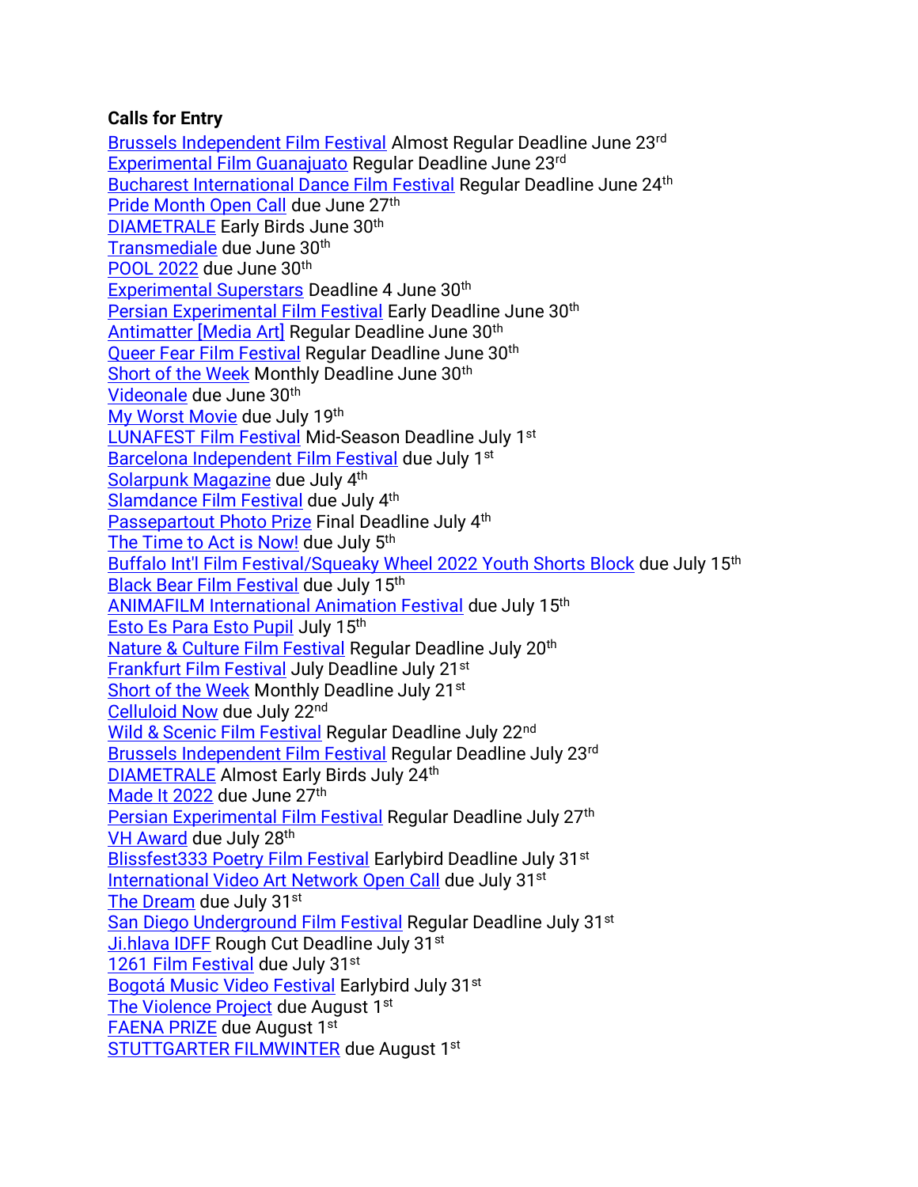**Calls for Entry**

Brussels Independent Film Festival Almost Regular Deadline June 23rd
Experimental Film Guanajuato Regular Deadline June 23rd
Bucharest International Dance Film Festival Regular Deadline June 24th
Pride Month Open Call due June 27th
DIAMETRALE Early Birds June 30th
Transmediale due June 30th
POOL 2022 due June 30th
Experimental Superstars Deadline 4 June 30th
Persian Experimental Film Festival Early Deadline June 30th
Antimatter [Media Art] Regular Deadline June 30th
Queer Fear Film Festival Regular Deadline June 30th
Short of the Week Monthly Deadline June 30th
Videonale due June 30th
My Worst Movie due July 19th
LUNAFEST Film Festival Mid-Season Deadline July 1st
Barcelona Independent Film Festival due July 1st
Solarpunk Magazine due July 4th
Slamdance Film Festival due July 4th
Passepartout Photo Prize Final Deadline July 4th
The Time to Act is Now! due July 5th
Buffalo Int'l Film Festival/Squeaky Wheel 2022 Youth Shorts Block due July 15th
Black Bear Film Festival due July 15th
ANIMAFILM International Animation Festival due July 15th
Esto Es Para Esto Pupil July 15th
Nature & Culture Film Festival Regular Deadline July 20th
Frankfurt Film Festival July Deadline July 21st
Short of the Week Monthly Deadline July 21st
Celluloid Now due July 22nd
Wild & Scenic Film Festival Regular Deadline July 22nd
Brussels Independent Film Festival Regular Deadline July 23rd
DIAMETRALE Almost Early Birds July 24th
Made It 2022 due June 27th
Persian Experimental Film Festival Regular Deadline July 27th
VH Award due July 28th
Blissfest333 Poetry Film Festival Earlybird Deadline July 31st
International Video Art Network Open Call due July 31st
The Dream due July 31st
San Diego Underground Film Festival Regular Deadline July 31st
Ji.hlava IDFF Rough Cut Deadline July 31st
1261 Film Festival due July 31st
Bogotá Music Video Festival Earlybird July 31st
The Violence Project due August 1st
FAENA PRIZE due August 1st
STUTTGARTER FILMWINTER due August 1st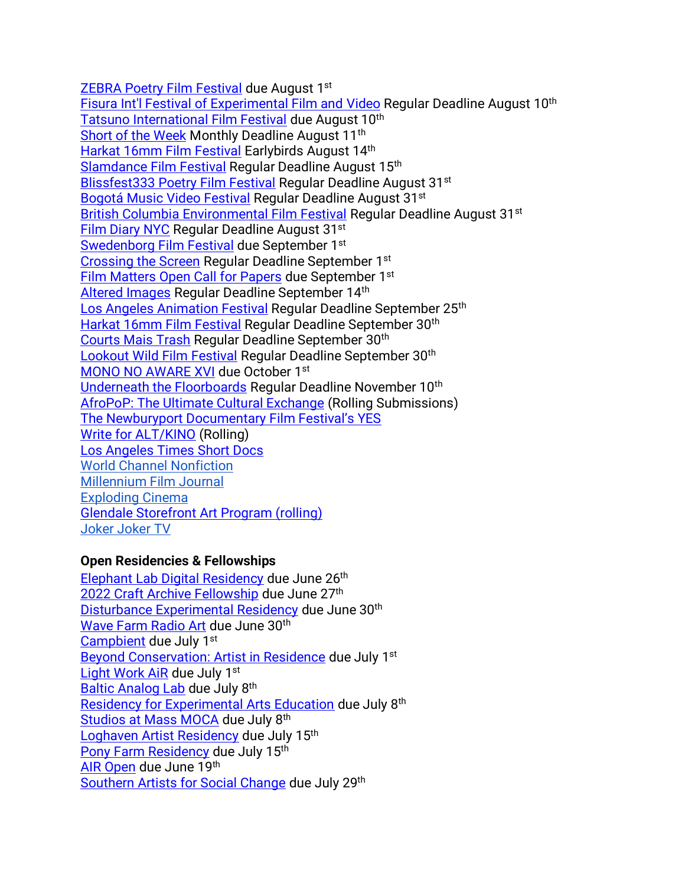ZEBRA Poetry Film Festival due August 1st
Fisura Int'l Festival of Experimental Film and Video Regular Deadline August 10th
Tatsuno International Film Festival due August 10th
Short of the Week Monthly Deadline August 11th
Harkat 16mm Film Festival Earlybirds August 14th
Slamdance Film Festival Regular Deadline August 15th
Blissfest333 Poetry Film Festival Regular Deadline August 31st
Bogotá Music Video Festival Regular Deadline August 31st
British Columbia Environmental Film Festival Regular Deadline August 31st
Film Diary NYC Regular Deadline August 31st
Swedenborg Film Festival due September 1st
Crossing the Screen Regular Deadline September 1st
Film Matters Open Call for Papers due September 1st
Altered Images Regular Deadline September 14th
Los Angeles Animation Festival Regular Deadline September 25th
Harkat 16mm Film Festival Regular Deadline September 30th
Courts Mais Trash Regular Deadline September 30th
Lookout Wild Film Festival Regular Deadline September 30th
MONO NO AWARE XVI due October 1st
Underneath the Floorboards Regular Deadline November 10th
AfroPoP: The Ultimate Cultural Exchange (Rolling Submissions)
The Newburyport Documentary Film Festival's YES
Write for ALT/KINO (Rolling)
Los Angeles Times Short Docs
World Channel Nonfiction
Millennium Film Journal
Exploding Cinema
Glendale Storefront Art Program (rolling)
Joker Joker TV

**Open Residencies & Fellowships**

Elephant Lab Digital Residency due June 26th
2022 Craft Archive Fellowship due June 27th
Disturbance Experimental Residency due June 30th
Wave Farm Radio Art due June 30th
Campbient due July 1st
Beyond Conservation: Artist in Residence due July 1st
Light Work AiR due July 1st
Baltic Analog Lab due July 8th
Residency for Experimental Arts Education due July 8th
Studios at Mass MOCA due July 8th
Loghaven Artist Residency due July 15th
Pony Farm Residency due July 15th
AIR Open due June 19th
Southern Artists for Social Change due July 29th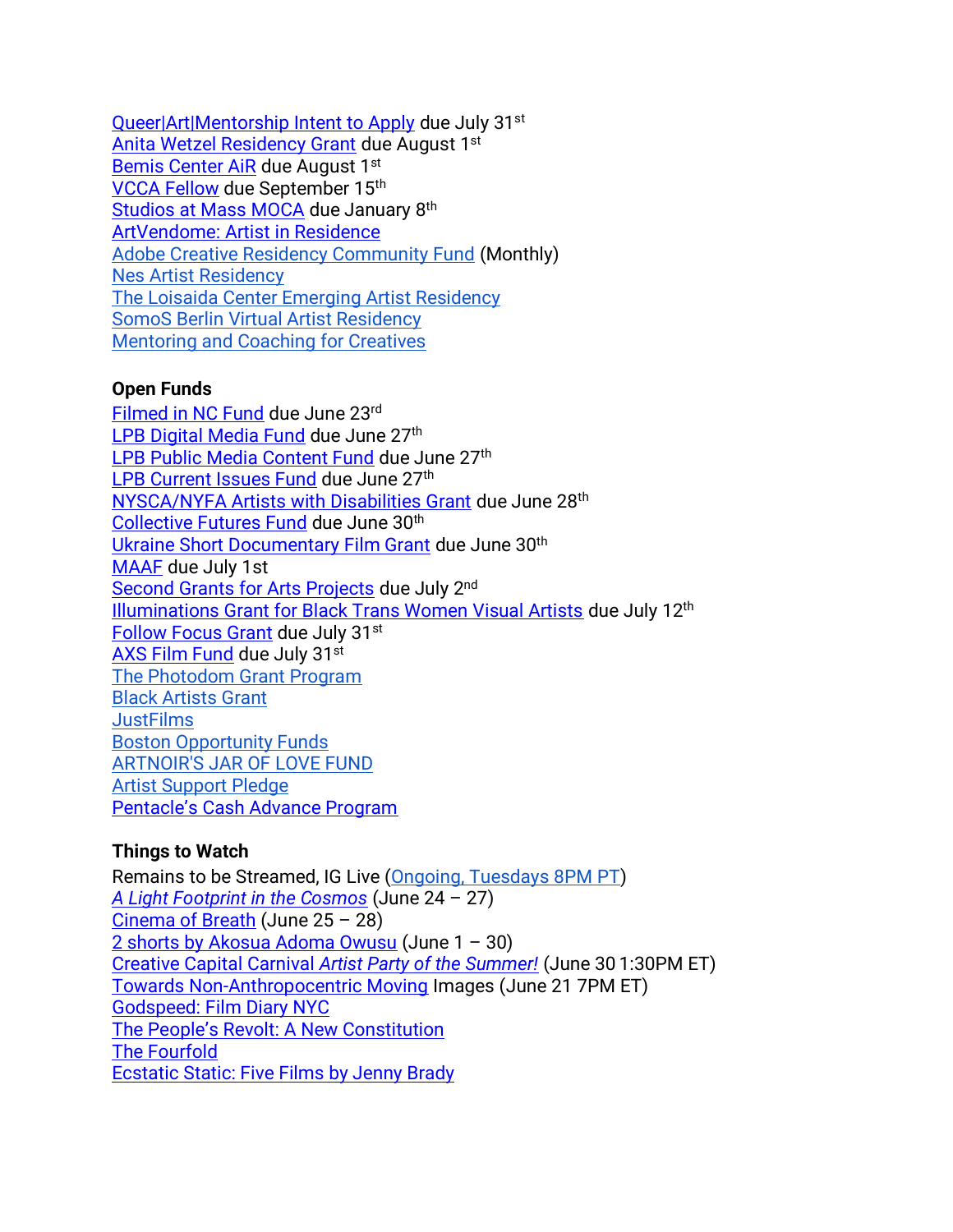Queer|Art|Mentorship Intent to Apply due July 31st
Anita Wetzel Residency Grant due August 1st
Bemis Center AiR due August 1st
VCCA Fellow due September 15th
Studios at Mass MOCA due January 8th
ArtVendome: Artist in Residence
Adobe Creative Residency Community Fund (Monthly)
Nes Artist Residency
The Loisaida Center Emerging Artist Residency
SomoS Berlin Virtual Artist Residency
Mentoring and Coaching for Creatives

**Open Funds**

Filmed in NC Fund due June 23rd
LPB Digital Media Fund due June 27th
LPB Public Media Content Fund due June 27th
LPB Current Issues Fund due June 27th
NYSCA/NYFA Artists with Disabilities Grant due June 28th
Collective Futures Fund due June 30th
Ukraine Short Documentary Film Grant due June 30th
MAAF due July 1st
Second Grants for Arts Projects due July 2nd
Illuminations Grant for Black Trans Women Visual Artists due July 12th
Follow Focus Grant due July 31st
AXS Film Fund due July 31st
The Photodom Grant Program
Black Artists Grant
JustFilms
Boston Opportunity Funds
ARTNOIR'S JAR OF LOVE FUND
Artist Support Pledge
Pentacle's Cash Advance Program

**Things to Watch**

Remains to be Streamed, IG Live (Ongoing, Tuesdays 8PM PT)
*A Light Footprint in the Cosmos* (June 24 – 27)
Cinema of Breath (June 25 – 28)
2 shorts by Akosua Adoma Owusu (June 1 – 30)
Creative Capital Carnival *Artist Party of the Summer!* (June 30 1:30PM ET)
Towards Non-Anthropocentric Moving Images (June 21 7PM ET)
Godspeed: Film Diary NYC
The People's Revolt: A New Constitution
The Fourfold
Ecstatic Static: Five Films by Jenny Brady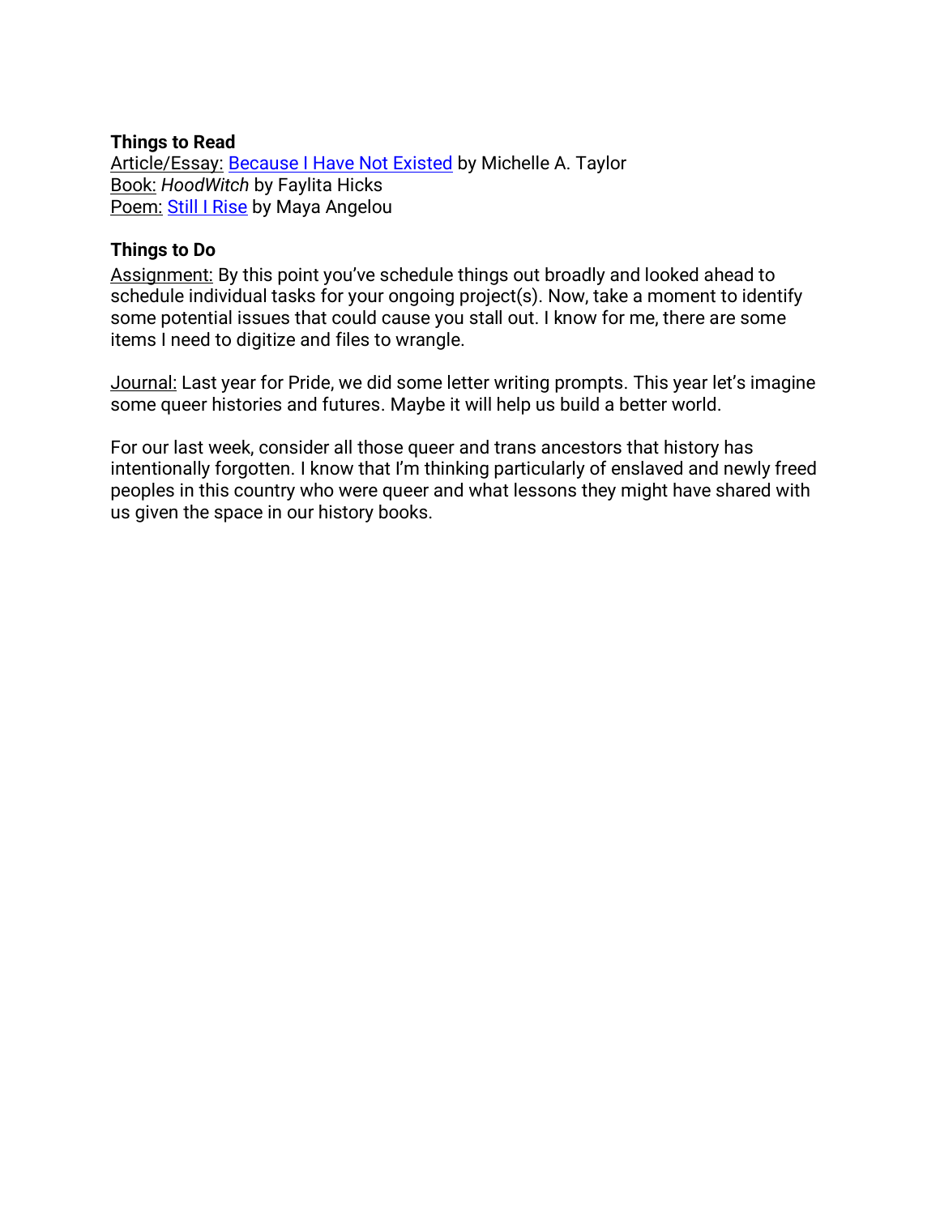**Things to Read**

Article/Essay: Because I Have Not Existed by Michelle A. Taylor
Book: *HoodWitch* by Faylita Hicks
Poem: Still I Rise by Maya Angelou

**Things to Do**

Assignment: By this point you've schedule things out broadly and looked ahead to schedule individual tasks for your ongoing project(s). Now, take a moment to identify some potential issues that could cause you stall out. I know for me, there are some items I need to digitize and files to wrangle.

Journal: Last year for Pride, we did some letter writing prompts. This year let's imagine some queer histories and futures. Maybe it will help us build a better world.

For our last week, consider all those queer and trans ancestors that history has intentionally forgotten. I know that I'm thinking particularly of enslaved and newly freed peoples in this country who were queer and what lessons they might have shared with us given the space in our history books.